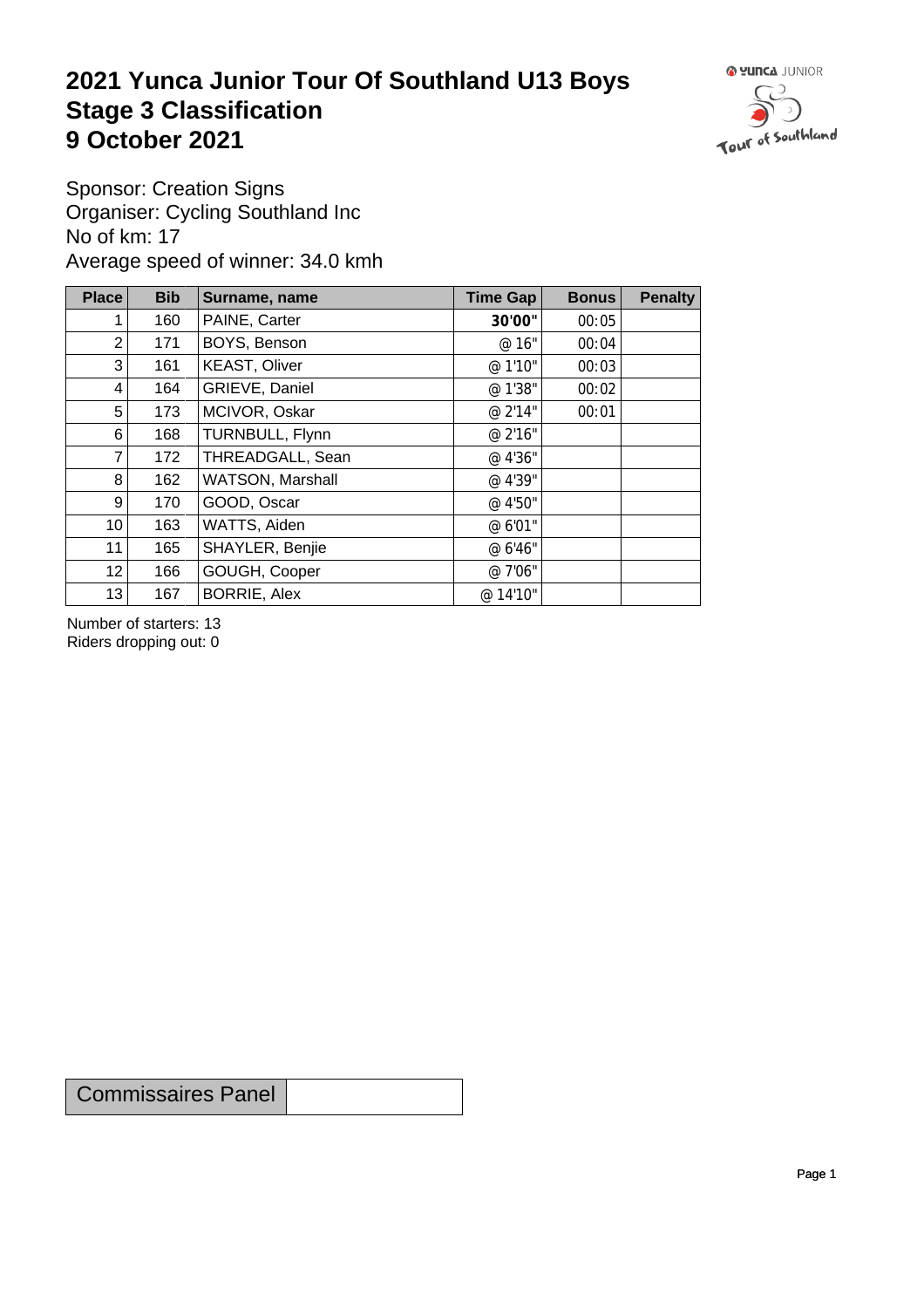# 2021 Yunca Junior Tour Of Southland U13 Boys
# Stage 3 Classification
# 9 October 2021

Sponsor: Creation Signs
Organiser: Cycling Southland Inc
No of km: 17
Average speed of winner: 34.0 kmh

| Place | Bib | Surname, name | Time Gap | Bonus | Penalty |
|---|---|---|---|---|---|
| 1 | 160 | PAINE, Carter | **30'00"** | 00:05 | |
| 2 | 171 | BOYS, Benson | @ 16" | 00:04 | |
| 3 | 161 | KEAST, Oliver | @ 1'10" | 00:03 | |
| 4 | 164 | GRIEVE, Daniel | @ 1'38" | 00:02 | |
| 5 | 173 | MCIVOR, Oskar | @ 2'14" | 00:01 | |
| 6 | 168 | TURNBULL, Flynn | @ 2'16" | | |
| 7 | 172 | THREADGALL, Sean | @ 4'36" | | |
| 8 | 162 | WATSON, Marshall | @ 4'39" | | |
| 9 | 170 | GOOD, Oscar | @ 4'50" | | |
| 10 | 163 | WATTS, Aiden | @ 6'01" | | |
| 11 | 165 | SHAYLER, Benjie | @ 6'46" | | |
| 12 | 166 | GOUGH, Cooper | @ 7'06" | | |
| 13 | 167 | BORRIE, Alex | @ 14'10" | | |

Number of starters: 13
Riders dropping out: 0

| Commissaires Panel | |
|---|---|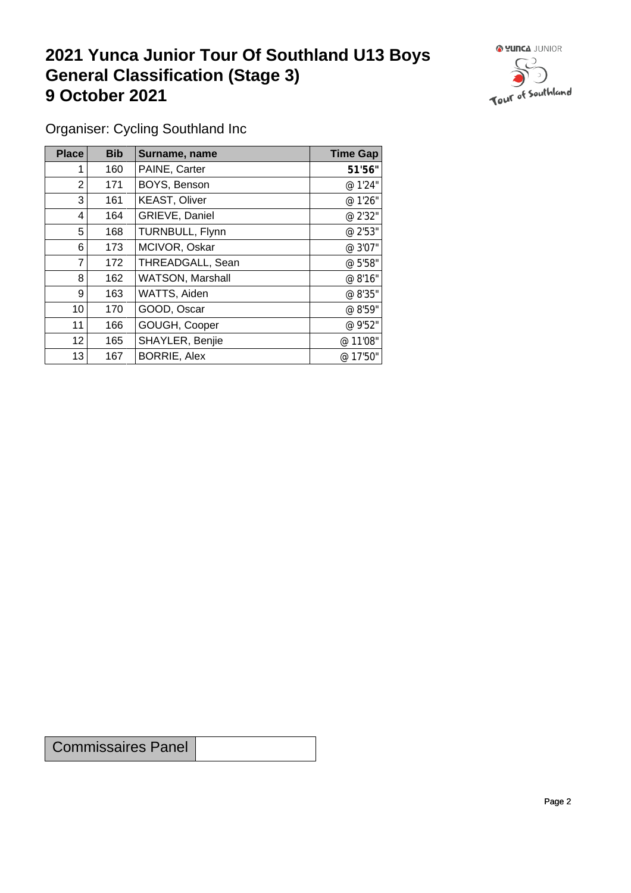# 2021 Yunca Junior Tour Of Southland U13 Boys General Classification (Stage 3) 9 October 2021

Organiser: Cycling Southland Inc

| Place | Bib | Surname, name | Time Gap |
|---|---|---|---|
| 1 | 160 | PAINE, Carter | **51'56"** |
| 2 | 171 | BOYS, Benson | @ 1'24" |
| 3 | 161 | KEAST, Oliver | @ 1'26" |
| 4 | 164 | GRIEVE, Daniel | @ 2'32" |
| 5 | 168 | TURNBULL, Flynn | @ 2'53" |
| 6 | 173 | MCIVOR, Oskar | @ 3'07" |
| 7 | 172 | THREADGALL, Sean | @ 5'58" |
| 8 | 162 | WATSON, Marshall | @ 8'16" |
| 9 | 163 | WATTS, Aiden | @ 8'35" |
| 10 | 170 | GOOD, Oscar | @ 8'59" |
| 11 | 166 | GOUGH, Cooper | @ 9'52" |
| 12 | 165 | SHAYLER, Benjie | @ 11'08" |
| 13 | 167 | BORRIE, Alex | @ 17'50" |

| Commissaires Panel | |
|---|---|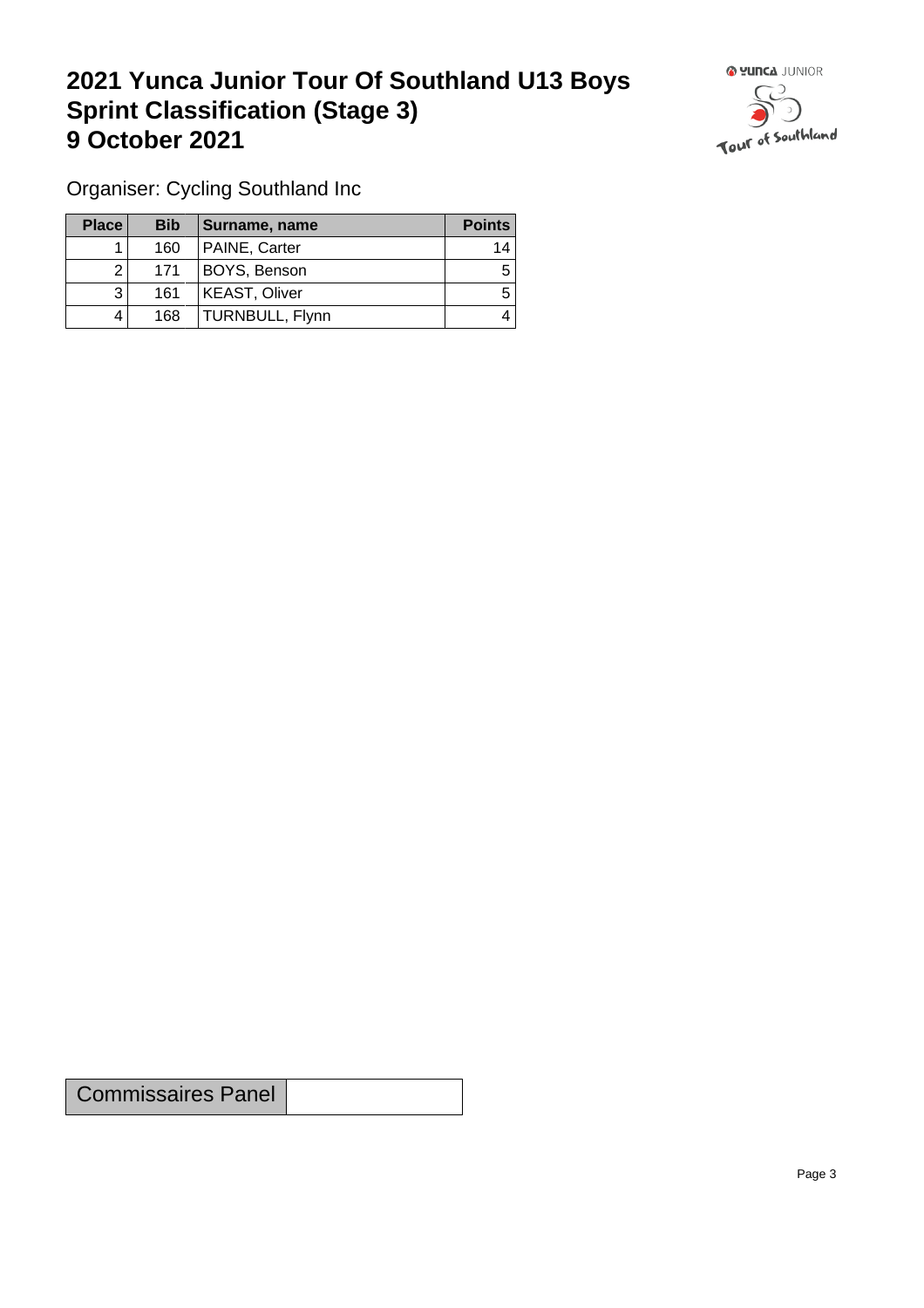# 2021 Yunca Junior Tour Of Southland U13 Boys Sprint Classification (Stage 3) 9 October 2021

Organiser: Cycling Southland Inc

| Place | Bib | Surname, name | Points |
|---|---|---|---|
| 1 | 160 | PAINE, Carter | 14 |
| 2 | 171 | BOYS, Benson | 5 |
| 3 | 161 | KEAST, Oliver | 5 |
| 4 | 168 | TURNBULL, Flynn | 4 |

| Commissaires Panel | |
|---|---|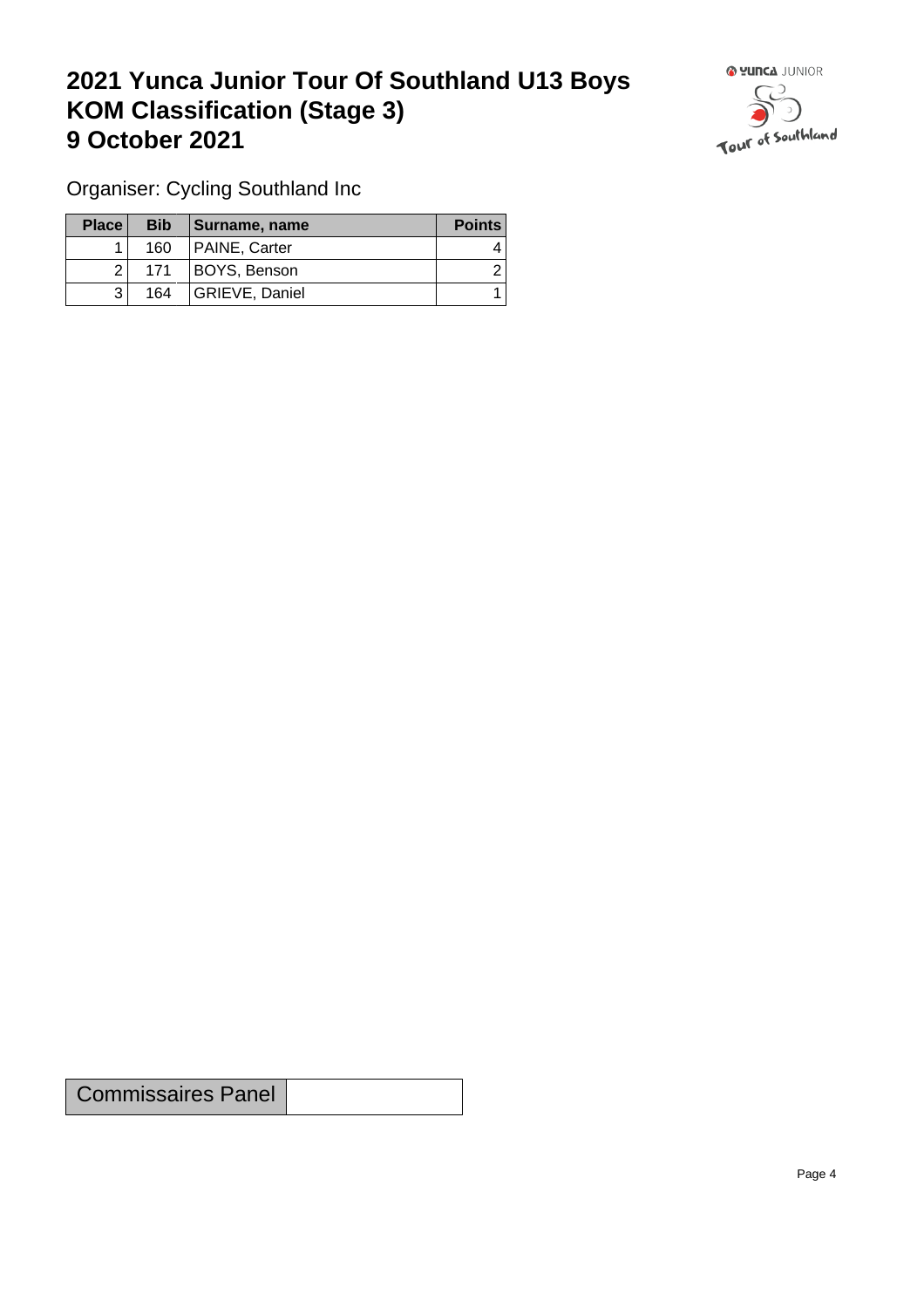# 2021 Yunca Junior Tour Of Southland U13 Boys KOM Classification (Stage 3) 9 October 2021

Organiser: Cycling Southland Inc

| Place | Bib | Surname, name | Points |
|---|---|---|---|
| 1 | 160 | PAINE, Carter | 4 |
| 2 | 171 | BOYS, Benson | 2 |
| 3 | 164 | GRIEVE, Daniel | 1 |

| Commissaires Panel | |
|---|---|